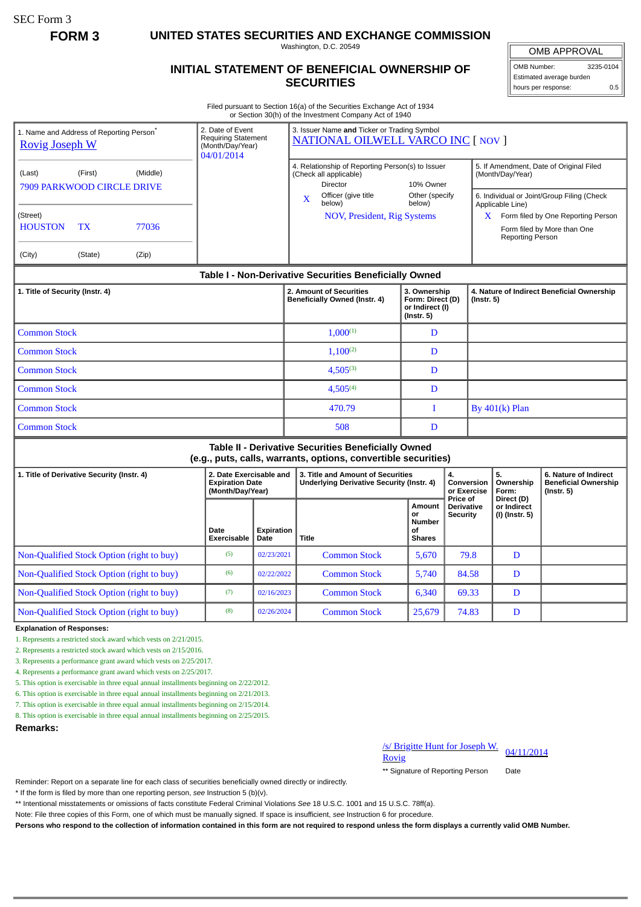SEC Form 3

**FORM 3**

# UNITED STATES SECURITIES AND EXCHANGE COMMISSION

Washington, D.C. 20549

## INITIAL STATEMENT OF BENEFICIAL OWNERSHIP OF SECURITIES

| OMB APPROVAL | |
|---|---|
| OMB Number: | 3235-0104 |
| Estimated average burden | |
| hours per response: | 0.5 |

Filed pursuant to Section 16(a) of the Securities Exchange Act of 1934
or Section 30(h) of the Investment Company Act of 1940

1. Name and Address of Reporting Person*
Rovig Joseph W

(Last) (First) (Middle)
7909 PARKWOOD CIRCLE DRIVE

(Street)
HOUSTON TX 77036

(City) (State) (Zip)

2. Date of Event Requiring Statement (Month/Day/Year)
04/01/2014

3. Issuer Name **and** Ticker or Trading Symbol
NATIONAL OILWELL VARCO INC [ NOV ]

4. Relationship of Reporting Person(s) to Issuer (Check all applicable)
Director
10% Owner
X Officer (give title below)
Other (specify below)
NOV, President, Rig Systems

5. If Amendment, Date of Original Filed (Month/Day/Year)

6. Individual or Joint/Group Filing (Check Applicable Line)
X Form filed by One Reporting Person
Form filed by More than One Reporting Person

### Table I - Non-Derivative Securities Beneficially Owned

| 1. Title of Security (Instr. 4) | 2. Amount of Securities Beneficially Owned (Instr. 4) | 3. Ownership Form: Direct (D) or Indirect (I) (Instr. 5) | 4. Nature of Indirect Beneficial Ownership (Instr. 5) |
|---|---|---|---|
| Common Stock | 1,000[(1)] | D | |
| Common Stock | 1,100[(2)] | D | |
| Common Stock | 4,505[(3)] | D | |
| Common Stock | 4,505[(4)] | D | |
| Common Stock | 470.79 | I | By 401(k) Plan |
| Common Stock | 508 | D | |

### Table II - Derivative Securities Beneficially Owned (e.g., puts, calls, warrants, options, convertible securities)

| 1. Title of Derivative Security (Instr. 4) | 2. Date Exercisable and Expiration Date (Month/Day/Year) | | 3. Title and Amount of Securities Underlying Derivative Security (Instr. 4) | | 4. Conversion or Exercise Price of Derivative Security | 5. Ownership Form: Direct (D) or Indirect (I) (Instr. 5) | 6. Nature of Indirect Beneficial Ownership (Instr. 5) |
|---|---|---|---|---|---|---|---|
| | Date Exercisable | Expiration Date | Title | Amount or Number of Shares | | | |
| Non-Qualified Stock Option (right to buy) | [(5)] | 02/23/2021 | Common Stock | 5,670 | 79.8 | D | |
| Non-Qualified Stock Option (right to buy) | [(6)] | 02/22/2022 | Common Stock | 5,740 | 84.58 | D | |
| Non-Qualified Stock Option (right to buy) | [(7)] | 02/16/2023 | Common Stock | 6,340 | 69.33 | D | |
| Non-Qualified Stock Option (right to buy) | [(8)] | 02/26/2024 | Common Stock | 25,679 | 74.83 | D | |

**Explanation of Responses:**

1. Represents a restricted stock award which vests on 2/21/2015.
2. Represents a restricted stock award which vests on 2/15/2016.
3. Represents a performance grant award which vests on 2/25/2017.
4. Represents a performance grant award which vests on 2/25/2017.
5. This option is exercisable in three equal annual installments beginning on 2/22/2012.
6. This option is exercisable in three equal annual installments beginning on 2/21/2013.
7. This option is exercisable in three equal annual installments beginning on 2/15/2014.
8. This option is exercisable in three equal annual installments beginning on 2/25/2015.

**Remarks:**

/s/ Brigitte Hunt for Joseph W. Rovig — 04/11/2014

** Signature of Reporting Person — Date

Reminder: Report on a separate line for each class of securities beneficially owned directly or indirectly.

* If the form is filed by more than one reporting person, *see* Instruction 5 (b)(v).

** Intentional misstatements or omissions of facts constitute Federal Criminal Violations *See* 18 U.S.C. 1001 and 15 U.S.C. 78ff(a).

Note: File three copies of this Form, one of which must be manually signed. If space is insufficient, *see* Instruction 6 for procedure.

**Persons who respond to the collection of information contained in this form are not required to respond unless the form displays a currently valid OMB Number.**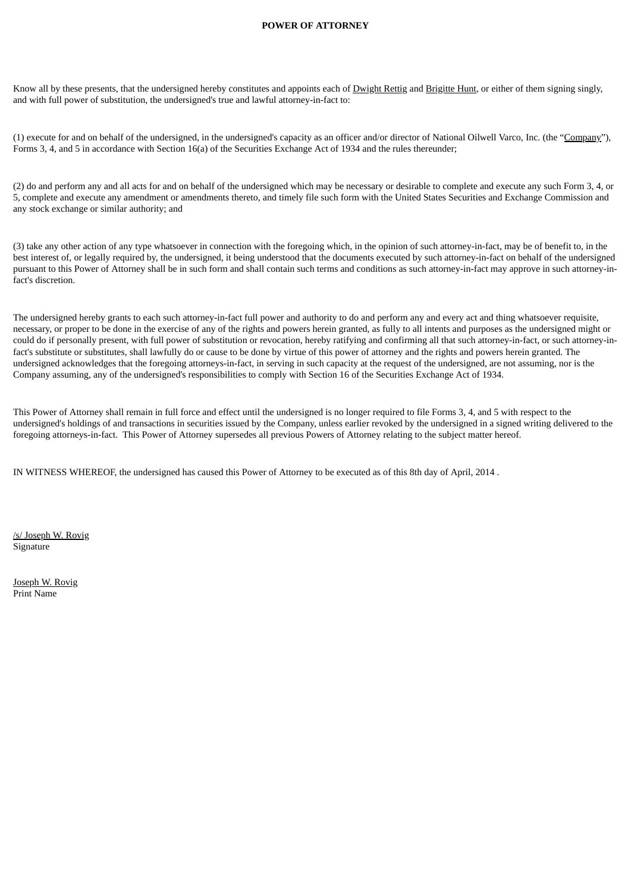**POWER OF ATTORNEY**

Know all by these presents, that the undersigned hereby constitutes and appoints each of Dwight Rettig and Brigitte Hunt, or either of them signing singly, and with full power of substitution, the undersigned's true and lawful attorney-in-fact to:

(1) execute for and on behalf of the undersigned, in the undersigned's capacity as an officer and/or director of National Oilwell Varco, Inc. (the "Company"), Forms 3, 4, and 5 in accordance with Section 16(a) of the Securities Exchange Act of 1934 and the rules thereunder;

(2) do and perform any and all acts for and on behalf of the undersigned which may be necessary or desirable to complete and execute any such Form 3, 4, or 5, complete and execute any amendment or amendments thereto, and timely file such form with the United States Securities and Exchange Commission and any stock exchange or similar authority; and

(3) take any other action of any type whatsoever in connection with the foregoing which, in the opinion of such attorney-in-fact, may be of benefit to, in the best interest of, or legally required by, the undersigned, it being understood that the documents executed by such attorney-in-fact on behalf of the undersigned pursuant to this Power of Attorney shall be in such form and shall contain such terms and conditions as such attorney-in-fact may approve in such attorney-in-fact's discretion.

The undersigned hereby grants to each such attorney-in-fact full power and authority to do and perform any and every act and thing whatsoever requisite, necessary, or proper to be done in the exercise of any of the rights and powers herein granted, as fully to all intents and purposes as the undersigned might or could do if personally present, with full power of substitution or revocation, hereby ratifying and confirming all that such attorney-in-fact, or such attorney-in-fact's substitute or substitutes, shall lawfully do or cause to be done by virtue of this power of attorney and the rights and powers herein granted. The undersigned acknowledges that the foregoing attorneys-in-fact, in serving in such capacity at the request of the undersigned, are not assuming, nor is the Company assuming, any of the undersigned's responsibilities to comply with Section 16 of the Securities Exchange Act of 1934.

This Power of Attorney shall remain in full force and effect until the undersigned is no longer required to file Forms 3, 4, and 5 with respect to the undersigned's holdings of and transactions in securities issued by the Company, unless earlier revoked by the undersigned in a signed writing delivered to the foregoing attorneys-in-fact. This Power of Attorney supersedes all previous Powers of Attorney relating to the subject matter hereof.

IN WITNESS WHEREOF, the undersigned has caused this Power of Attorney to be executed as of this 8th day of April, 2014 .

/s/ Joseph W. Rovig
Signature

Joseph W. Rovig
Print Name